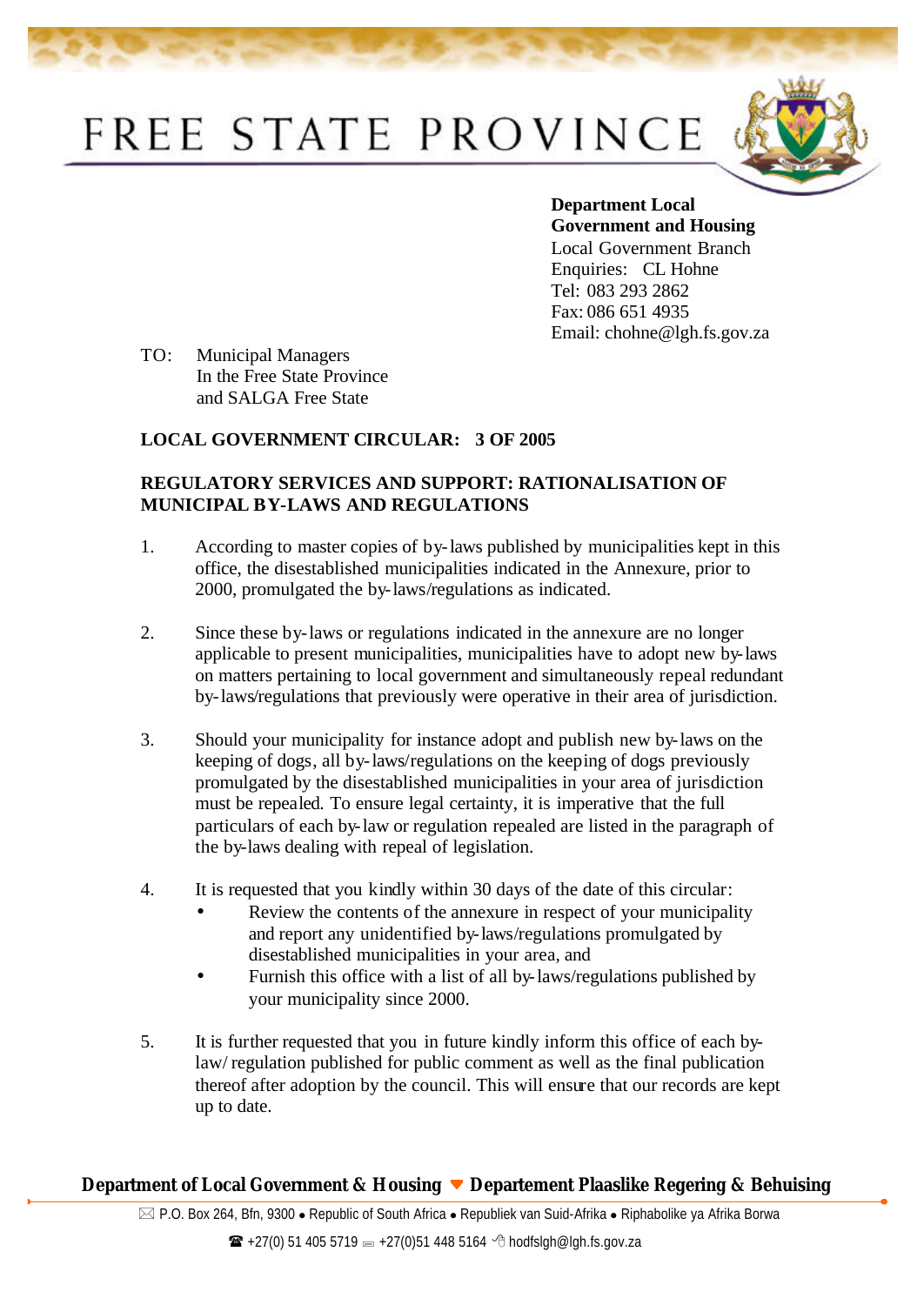# FREE STATE PROVINCE

**Department Local Government and Housing**
Local Government Branch
Enquiries: CL Hohne
Tel: 083 293 2862
Fax: 086 651 4935
Email: chohne@lgh.fs.gov.za

TO: Municipal Managers
In the Free State Province
and SALGA Free State

**LOCAL GOVERNMENT CIRCULAR: 3 OF 2005**

**REGULATORY SERVICES AND SUPPORT: RATIONALISATION OF MUNICIPAL BY-LAWS AND REGULATIONS**

1. According to master copies of by-laws published by municipalities kept in this office, the disestablished municipalities indicated in the Annexure, prior to 2000, promulgated the by-laws/regulations as indicated.

2. Since these by-laws or regulations indicated in the annexure are no longer applicable to present municipalities, municipalities have to adopt new by-laws on matters pertaining to local government and simultaneously repeal redundant by-laws/regulations that previously were operative in their area of jurisdiction.

3. Should your municipality for instance adopt and publish new by-laws on the keeping of dogs, all by-laws/regulations on the keeping of dogs previously promulgated by the disestablished municipalities in your area of jurisdiction must be repealed. To ensure legal certainty, it is imperative that the full particulars of each by-law or regulation repealed are listed in the paragraph of the by-laws dealing with repeal of legislation.

4. It is requested that you kindly within 30 days of the date of this circular:
   - Review the contents of the annexure in respect of your municipality and report any unidentified by-laws/regulations promulgated by disestablished municipalities in your area, and
   - Furnish this office with a list of all by-laws/regulations published by your municipality since 2000.

5. It is further requested that you in future kindly inform this office of each by-law/ regulation published for public comment as well as the final publication thereof after adoption by the council. This will ensure that our records are kept up to date.

**Department of Local Government & Housing ▼ Departement Plaaslike Regering & Behuising**

P.O. Box 264, Bfn, 9300 • Republic of South Africa • Republiek van Suid-Afrika • Riphabolike ya Afrika Borwa

+27(0) 51 405 5719 +27(0)51 448 5164 hodfslgh@lgh.fs.gov.za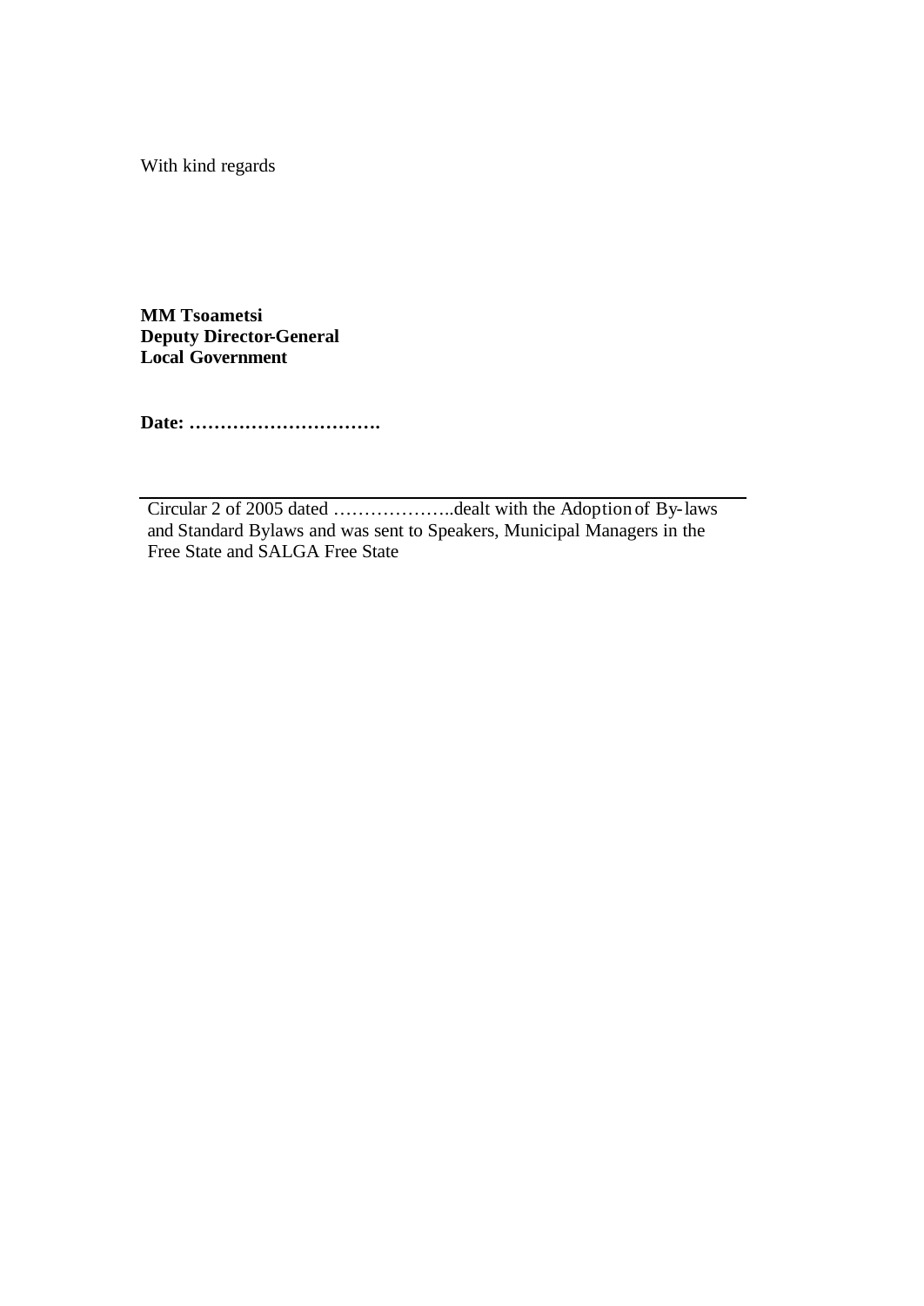With kind regards

**MM Tsoametsi**
**Deputy Director-General**
**Local Government**

**Date: ………………………….**

---

Circular 2 of 2005 dated ………………..dealt with the Adoption of By-laws and Standard Bylaws and was sent to Speakers, Municipal Managers in the Free State and SALGA Free State